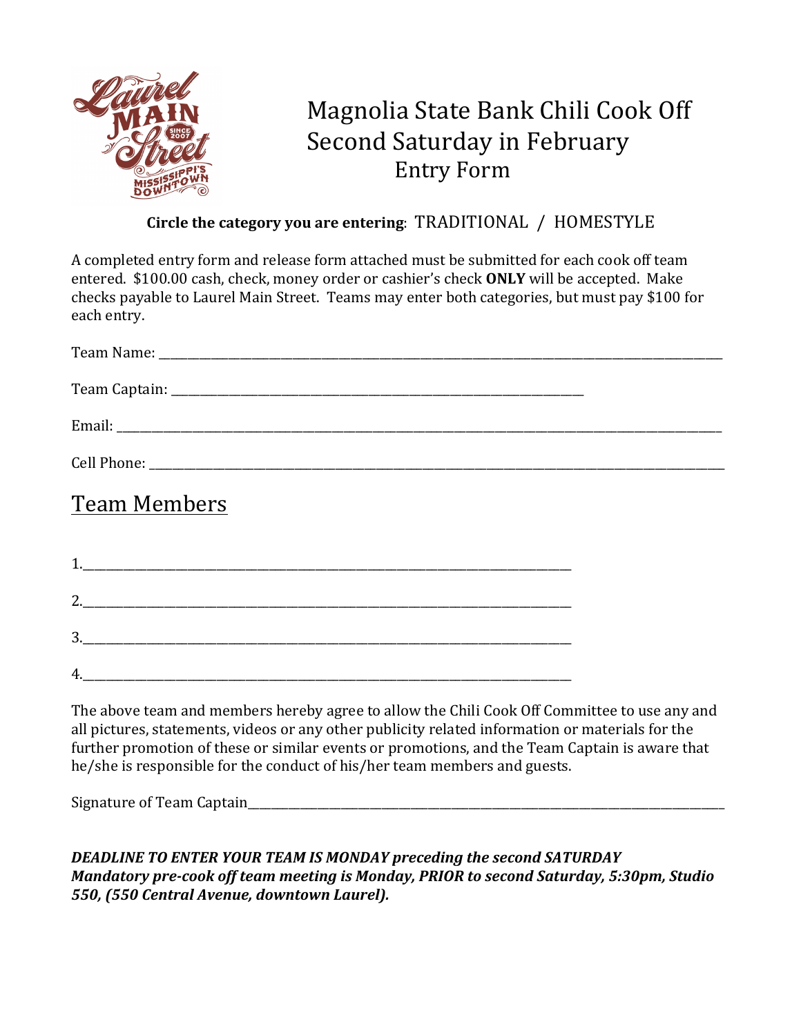# Magnolia State Bank Chili Cook Off
# Second Saturday in February
## Entry Form

**Circle the category you are entering**: TRADITIONAL / HOMESTYLE

A completed entry form and release form attached must be submitted for each cook off team entered. $100.00 cash, check, money order or cashier's check **ONLY** will be accepted. Make checks payable to Laurel Main Street. Teams may enter both categories, but must pay $100 for each entry.

Team Name: ____________________________________________________________________________________

Team Captain: ______________________________________________________________

Email: ________________________________________________________________________________________

Cell Phone: ____________________________________________________________________________________

## Team Members

1.____________________________________________________________________________

2.____________________________________________________________________________

3.____________________________________________________________________________

4.____________________________________________________________________________

The above team and members hereby agree to allow the Chili Cook Off Committee to use any and all pictures, statements, videos or any other publicity related information or materials for the further promotion of these or similar events or promotions, and the Team Captain is aware that he/she is responsible for the conduct of his/her team members and guests.

Signature of Team Captain__________________________________________________________________________

***DEADLINE TO ENTER YOUR TEAM IS MONDAY preceding the second SATURDAY***
***Mandatory pre-cook off team meeting is Monday, PRIOR to second Saturday, 5:30pm, Studio 550, (550 Central Avenue, downtown Laurel).***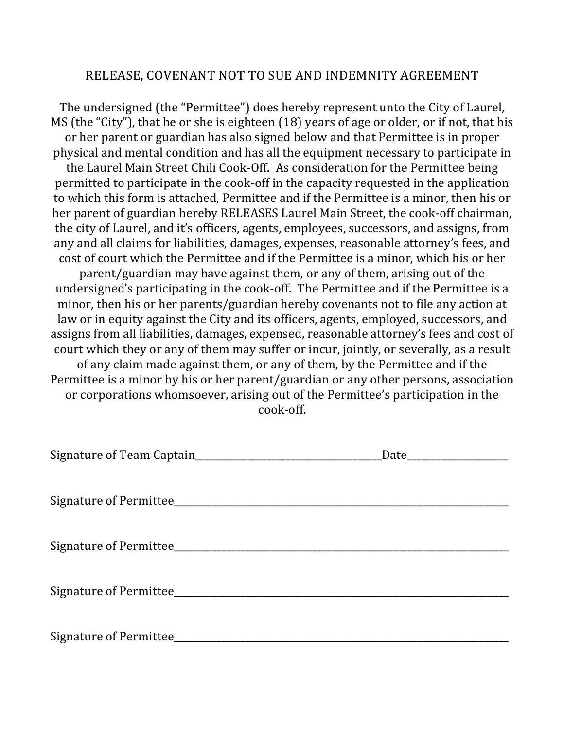# RELEASE, COVENANT NOT TO SUE AND INDEMNITY AGREEMENT

The undersigned (the "Permittee") does hereby represent unto the City of Laurel, MS (the "City"), that he or she is eighteen (18) years of age or older, or if not, that his or her parent or guardian has also signed below and that Permittee is in proper physical and mental condition and has all the equipment necessary to participate in the Laurel Main Street Chili Cook-Off. As consideration for the Permittee being permitted to participate in the cook-off in the capacity requested in the application to which this form is attached, Permittee and if the Permittee is a minor, then his or her parent of guardian hereby RELEASES Laurel Main Street, the cook-off chairman, the city of Laurel, and it's officers, agents, employees, successors, and assigns, from any and all claims for liabilities, damages, expenses, reasonable attorney's fees, and cost of court which the Permittee and if the Permittee is a minor, which his or her parent/guardian may have against them, or any of them, arising out of the undersigned's participating in the cook-off. The Permittee and if the Permittee is a minor, then his or her parents/guardian hereby covenants not to file any action at law or in equity against the City and its officers, agents, employed, successors, and assigns from all liabilities, damages, expensed, reasonable attorney's fees and cost of court which they or any of them may suffer or incur, jointly, or severally, as a result of any claim made against them, or any of them, by the Permittee and if the Permittee is a minor by his or her parent/guardian or any other persons, association or corporations whomsoever, arising out of the Permittee's participation in the cook-off.

Signature of Team Captain\_\_\_\_\_\_\_\_\_\_\_\_\_\_\_\_\_\_\_\_\_\_\_\_\_\_\_\_\_\_\_\_\_\_\_\_\_\_Date\_\_\_\_\_\_\_\_\_\_\_\_\_\_\_\_\_\_\_\_

Signature of Permittee\_\_\_\_\_\_\_\_\_\_\_\_\_\_\_\_\_\_\_\_\_\_\_\_\_\_\_\_\_\_\_\_\_\_\_\_\_\_\_\_\_\_\_\_\_\_\_\_\_\_\_\_\_\_\_\_\_\_\_\_\_\_\_\_

Signature of Permittee\_\_\_\_\_\_\_\_\_\_\_\_\_\_\_\_\_\_\_\_\_\_\_\_\_\_\_\_\_\_\_\_\_\_\_\_\_\_\_\_\_\_\_\_\_\_\_\_\_\_\_\_\_\_\_\_\_\_\_\_\_\_\_\_

Signature of Permittee\_\_\_\_\_\_\_\_\_\_\_\_\_\_\_\_\_\_\_\_\_\_\_\_\_\_\_\_\_\_\_\_\_\_\_\_\_\_\_\_\_\_\_\_\_\_\_\_\_\_\_\_\_\_\_\_\_\_\_\_\_\_\_\_

Signature of Permittee\_\_\_\_\_\_\_\_\_\_\_\_\_\_\_\_\_\_\_\_\_\_\_\_\_\_\_\_\_\_\_\_\_\_\_\_\_\_\_\_\_\_\_\_\_\_\_\_\_\_\_\_\_\_\_\_\_\_\_\_\_\_\_\_